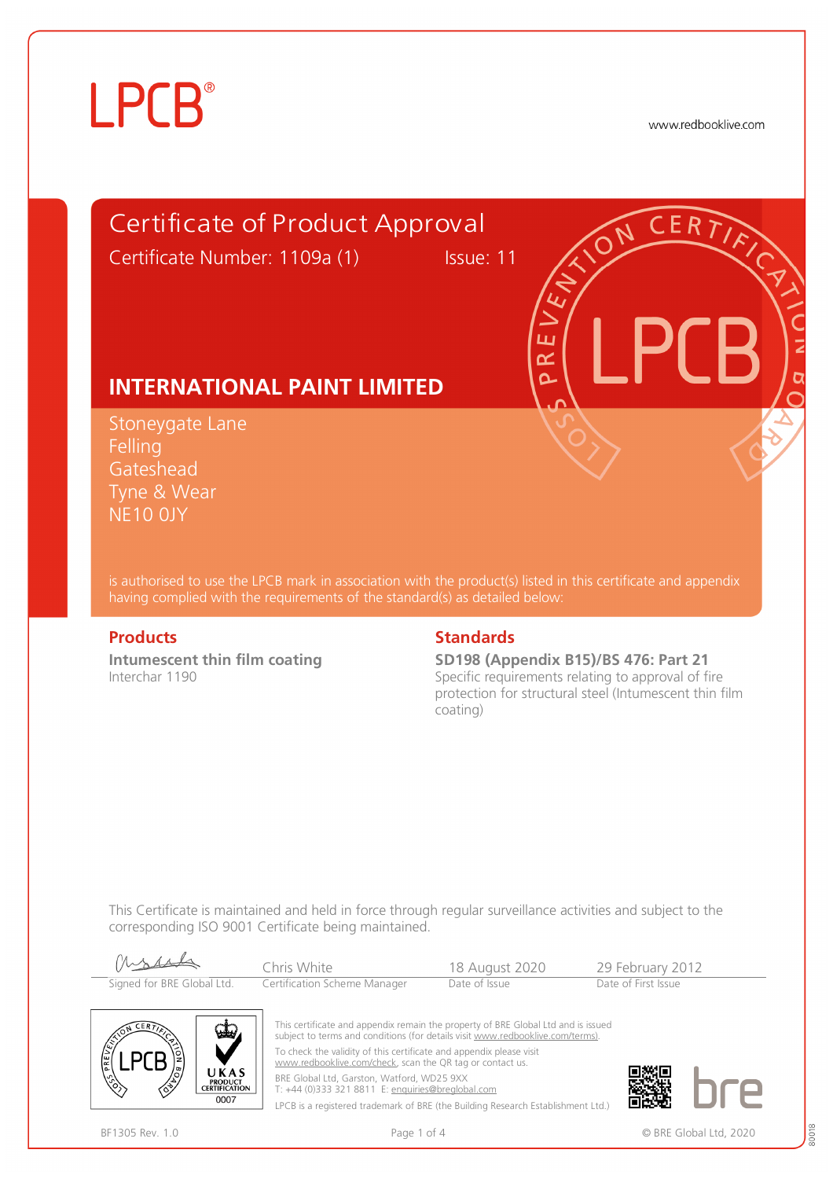LPCB®

www.redbooklive.com

# Certificate of Product Approval

Certificate Number: 1109a (1) Issue: 11

## INTERNATIONAL PAINT LIMITED

Stoneygate Lane
Felling
Gateshead
Tyne & Wear
NE10 0JY

is authorised to use the LPCB mark in association with the product(s) listed in this certificate and appendix having complied with the requirements of the standard(s) as detailed below:

### Products

**Intumescent thin film coating**
Interchar 1190

### Standards

**SD198 (Appendix B15)/BS 476: Part 21**
Specific requirements relating to approval of fire protection for structural steel (Intumescent thin film coating)

This Certificate is maintained and held in force through regular surveillance activities and subject to the corresponding ISO 9001 Certificate being maintained.

| Signed for BRE Global Ltd. | Chris White<br>Certification Scheme Manager | 18 August 2020<br>Date of Issue | 29 February 2012<br>Date of First Issue |
| --- | --- | --- | --- |

UKAS PRODUCT CERTIFICATION 0007

This certificate and appendix remain the property of BRE Global Ltd and is issued subject to terms and conditions (for details visit www.redbooklive.com/terms).

To check the validity of this certificate and appendix please visit www.redbooklive.com/check, scan the QR tag or contact us.

BRE Global Ltd, Garston, Watford, WD25 9XX
T: +44 (0)333 321 8811 E: enquiries@breglobal.com

LPCB is a registered trademark of BRE (the Building Research Establishment Ltd.)

BF1305 Rev. 1.0

© BRE Global Ltd, 2020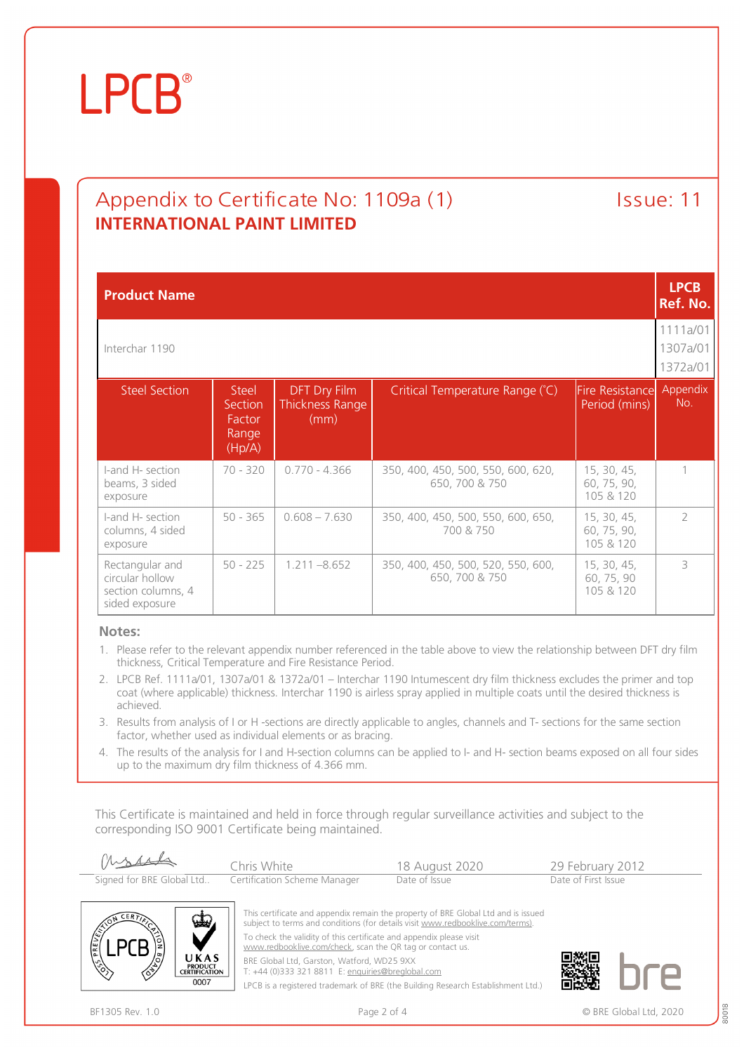# LPCB®

## Appendix to Certificate No: 1109a (1)

Issue: 11

**INTERNATIONAL PAINT LIMITED**

| **Product Name** | | | | | **LPCB Ref. No.** |
|---|---|---|---|---|---|
| Interchar 1190 | | | | | 1111a/01<br>1307a/01<br>1372a/01 |
| Steel Section | Steel Section Factor Range (Hp/A) | DFT Dry Film Thickness Range (mm) | Critical Temperature Range (˚C) | Fire Resistance Period (mins) | Appendix No. |
| I-and H- section beams, 3 sided exposure | 70 - 320 | 0.770 - 4.366 | 350, 400, 450, 500, 550, 600, 620, 650, 700 & 750 | 15, 30, 45, 60, 75, 90, 105 & 120 | 1 |
| I-and H- section columns, 4 sided exposure | 50 - 365 | 0.608 – 7.630 | 350, 400, 450, 500, 550, 600, 650, 700 & 750 | 15, 30, 45, 60, 75, 90, 105 & 120 | 2 |
| Rectangular and circular hollow section columns, 4 sided exposure | 50 - 225 | 1.211 –8.652 | 350, 400, 450, 500, 520, 550, 600, 650, 700 & 750 | 15, 30, 45, 60, 75, 90 105 & 120 | 3 |

**Notes:**

1. Please refer to the relevant appendix number referenced in the table above to view the relationship between DFT dry film thickness, Critical Temperature and Fire Resistance Period.
2. LPCB Ref. 1111a/01, 1307a/01 & 1372a/01 – Interchar 1190 Intumescent dry film thickness excludes the primer and top coat (where applicable) thickness. Interchar 1190 is airless spray applied in multiple coats until the desired thickness is achieved.
3. Results from analysis of I or H -sections are directly applicable to angles, channels and T- sections for the same section factor, whether used as individual elements or as bracing.
4. The results of the analysis for I and H-section columns can be applied to I- and H- section beams exposed on all four sides up to the maximum dry film thickness of 4.366 mm.

This Certificate is maintained and held in force through regular surveillance activities and subject to the corresponding ISO 9001 Certificate being maintained.

| Signed for BRE Global Ltd.. | Chris White<br>Certification Scheme Manager | 18 August 2020<br>Date of Issue | 29 February 2012<br>Date of First Issue |
|---|---|---|---|

This certificate and appendix remain the property of BRE Global Ltd and is issued subject to terms and conditions (for details visit www.redbooklive.com/terms).

To check the validity of this certificate and appendix please visit www.redbooklive.com/check, scan the QR tag or contact us.

BRE Global Ltd, Garston, Watford, WD25 9XX
T: +44 (0)333 321 8811 E: enquiries@breglobal.com

LPCB is a registered trademark of BRE (the Building Research Establishment Ltd.)

BF1305 Rev. 1.0 © BRE Global Ltd, 2020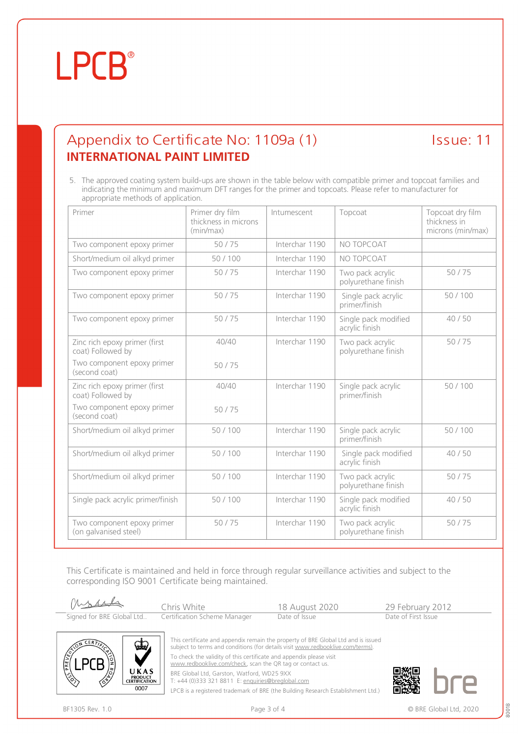# LPCB®

## Appendix to Certificate No: 1109a (1) — Issue: 11

## INTERNATIONAL PAINT LIMITED

5. The approved coating system build-ups are shown in the table below with compatible primer and topcoat families and indicating the minimum and maximum DFT ranges for the primer and topcoats. Please refer to manufacturer for appropriate methods of application.

| Primer | Primer dry film thickness in microns (min/max) | Intumescent | Topcoat | Topcoat dry film thickness in microns (min/max) |
|---|---|---|---|---|
| Two component epoxy primer | 50 / 75 | Interchar 1190 | NO TOPCOAT | |
| Short/medium oil alkyd primer | 50 / 100 | Interchar 1190 | NO TOPCOAT | |
| Two component epoxy primer | 50 / 75 | Interchar 1190 | Two pack acrylic polyurethane finish | 50 / 75 |
| Two component epoxy primer | 50 / 75 | Interchar 1190 | Single pack acrylic primer/finish | 50 / 100 |
| Two component epoxy primer | 50 / 75 | Interchar 1190 | Single pack modified acrylic finish | 40 / 50 |
| Zinc rich epoxy primer (first coat) Followed by Two component epoxy primer (second coat) | 40/40<br>50 / 75 | Interchar 1190 | Two pack acrylic polyurethane finish | 50 / 75 |
| Zinc rich epoxy primer (first coat) Followed by Two component epoxy primer (second coat) | 40/40<br>50 / 75 | Interchar 1190 | Single pack acrylic primer/finish | 50 / 100 |
| Short/medium oil alkyd primer | 50 / 100 | Interchar 1190 | Single pack acrylic primer/finish | 50 / 100 |
| Short/medium oil alkyd primer | 50 / 100 | Interchar 1190 | Single pack modified acrylic finish | 40 / 50 |
| Short/medium oil alkyd primer | 50 / 100 | Interchar 1190 | Two pack acrylic polyurethane finish | 50 / 75 |
| Single pack acrylic primer/finish | 50 / 100 | Interchar 1190 | Single pack modified acrylic finish | 40 / 50 |
| Two component epoxy primer (on galvanised steel) | 50 / 75 | Interchar 1190 | Two pack acrylic polyurethane finish | 50 / 75 |

This Certificate is maintained and held in force through regular surveillance activities and subject to the corresponding ISO 9001 Certificate being maintained.

| Signed for BRE Global Ltd.. | Chris White<br>Certification Scheme Manager | 18 August 2020<br>Date of Issue | 29 February 2012<br>Date of First Issue |
|---|---|---|---|

This certificate and appendix remain the property of BRE Global Ltd and is issued subject to terms and conditions (for details visit www.redbooklive.com/terms).

To check the validity of this certificate and appendix please visit www.redbooklive.com/check, scan the QR tag or contact us.

BRE Global Ltd, Garston, Watford, WD25 9XX
T: +44 (0)333 321 8811 E: enquiries@breglobal.com

LPCB is a registered trademark of BRE (the Building Research Establishment Ltd.)

BF1305 Rev. 1.0 — © BRE Global Ltd, 2020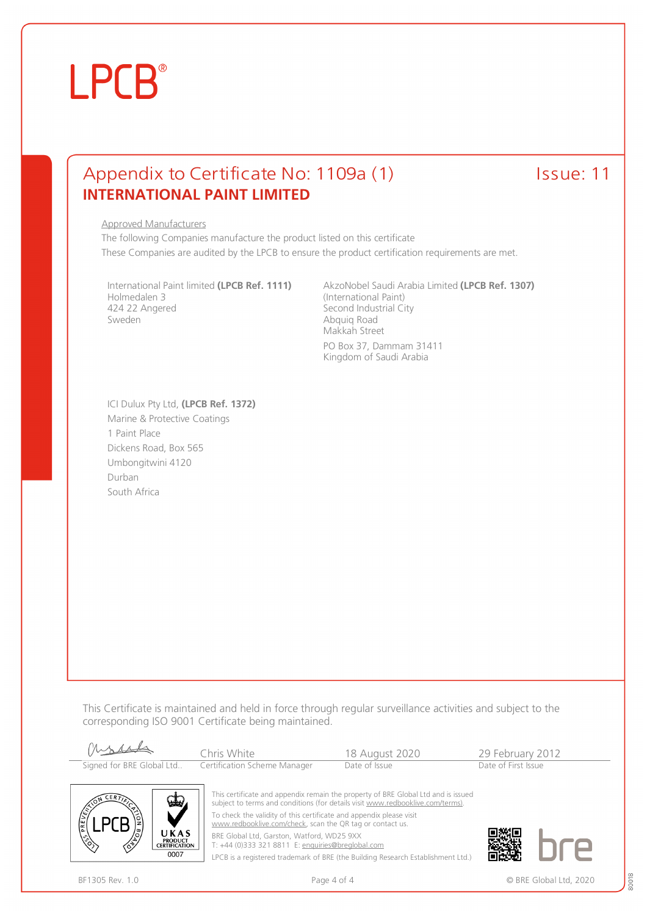# Appendix to Certificate No: 1109a (1)

Issue: 11

## INTERNATIONAL PAINT LIMITED

Approved Manufacturers

The following Companies manufacture the product listed on this certificate

These Companies are audited by the LPCB to ensure the product certification requirements are met.

International Paint limited **(LPCB Ref. 1111)**
Holmedalen 3
424 22 Angered
Sweden

AkzoNobel Saudi Arabia Limited **(LPCB Ref. 1307)**
(International Paint)
Second Industrial City
Abquiq Road
Makkah Street
PO Box 37, Dammam 31411
Kingdom of Saudi Arabia

ICI Dulux Pty Ltd, **(LPCB Ref. 1372)**
Marine & Protective Coatings
1 Paint Place
Dickens Road, Box 565
Umbongitwini 4120
Durban
South Africa

This Certificate is maintained and held in force through regular surveillance activities and subject to the corresponding ISO 9001 Certificate being maintained.

| Signed for BRE Global Ltd.. | Chris White<br>Certification Scheme Manager | 18 August 2020<br>Date of Issue | 29 February 2012<br>Date of First Issue |
|---|---|---|---|

This certificate and appendix remain the property of BRE Global Ltd and is issued subject to terms and conditions (for details visit www.redbooklive.com/terms).

To check the validity of this certificate and appendix please visit www.redbooklive.com/check, scan the QR tag or contact us.

BRE Global Ltd, Garston, Watford, WD25 9XX
T: +44 (0)333 321 8811 E: enquiries@breglobal.com

LPCB is a registered trademark of BRE (the Building Research Establishment Ltd.)

BF1305 Rev. 1.0

© BRE Global Ltd, 2020